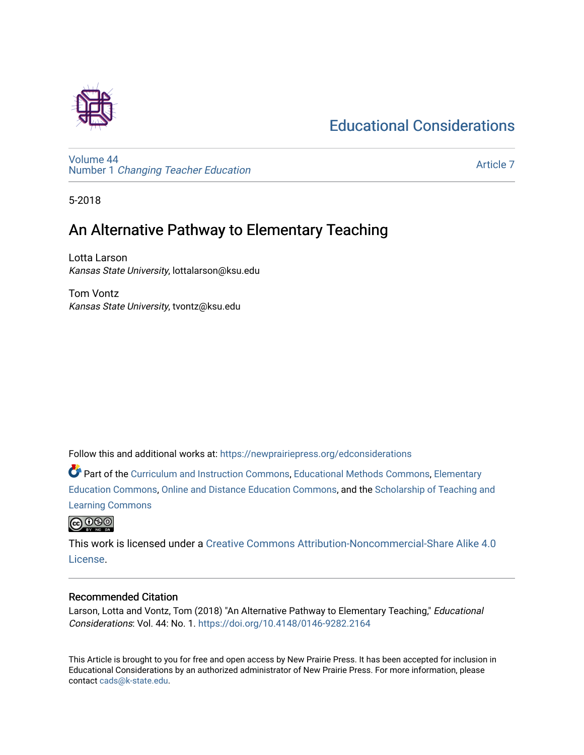# Educational Considerations

Volume 44
Number 1 *Changing Teacher Education*

Article 7

5-2018

## An Alternative Pathway to Elementary Teaching

Lotta Larson
*Kansas State University*, lottalarson@ksu.edu

Tom Vontz
*Kansas State University*, tvontz@ksu.edu

Follow this and additional works at: https://newprairiepress.org/edconsiderations

Part of the Curriculum and Instruction Commons, Educational Methods Commons, Elementary Education Commons, Online and Distance Education Commons, and the Scholarship of Teaching and Learning Commons

This work is licensed under a Creative Commons Attribution-Noncommercial-Share Alike 4.0 License.

### Recommended Citation

Larson, Lotta and Vontz, Tom (2018) "An Alternative Pathway to Elementary Teaching," *Educational Considerations*: Vol. 44: No. 1. https://doi.org/10.4148/0146-9282.2164

This Article is brought to you for free and open access by New Prairie Press. It has been accepted for inclusion in Educational Considerations by an authorized administrator of New Prairie Press. For more information, please contact cads@k-state.edu.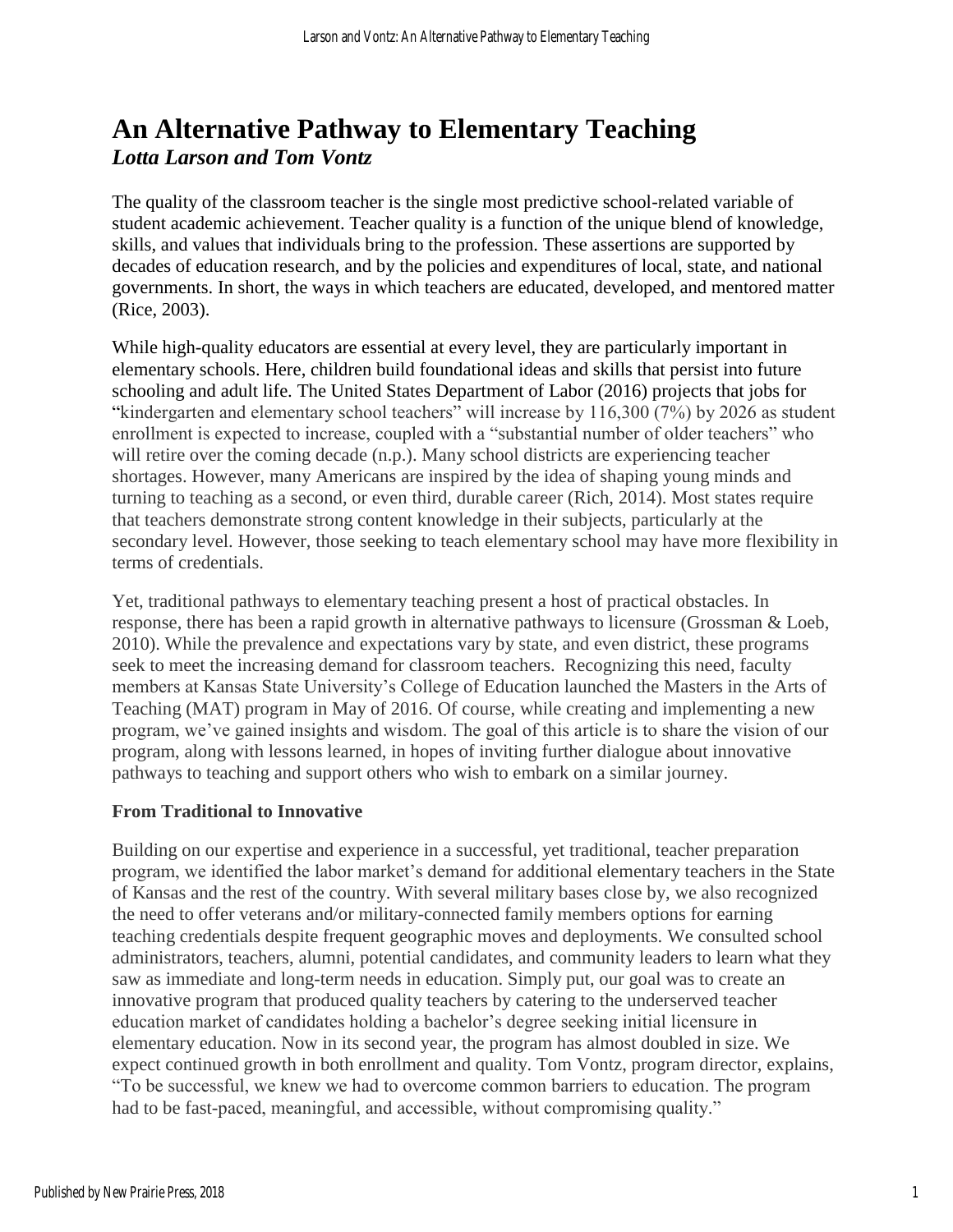# An Alternative Pathway to Elementary Teaching

***Lotta Larson and Tom Vontz***

The quality of the classroom teacher is the single most predictive school-related variable of student academic achievement. Teacher quality is a function of the unique blend of knowledge, skills, and values that individuals bring to the profession. These assertions are supported by decades of education research, and by the policies and expenditures of local, state, and national governments. In short, the ways in which teachers are educated, developed, and mentored matter (Rice, 2003).

While high-quality educators are essential at every level, they are particularly important in elementary schools. Here, children build foundational ideas and skills that persist into future schooling and adult life. The United States Department of Labor (2016) projects that jobs for "kindergarten and elementary school teachers" will increase by 116,300 (7%) by 2026 as student enrollment is expected to increase, coupled with a "substantial number of older teachers" who will retire over the coming decade (n.p.). Many school districts are experiencing teacher shortages. However, many Americans are inspired by the idea of shaping young minds and turning to teaching as a second, or even third, durable career (Rich, 2014). Most states require that teachers demonstrate strong content knowledge in their subjects, particularly at the secondary level. However, those seeking to teach elementary school may have more flexibility in terms of credentials.

Yet, traditional pathways to elementary teaching present a host of practical obstacles. In response, there has been a rapid growth in alternative pathways to licensure (Grossman & Loeb, 2010). While the prevalence and expectations vary by state, and even district, these programs seek to meet the increasing demand for classroom teachers. Recognizing this need, faculty members at Kansas State University's College of Education launched the Masters in the Arts of Teaching (MAT) program in May of 2016. Of course, while creating and implementing a new program, we've gained insights and wisdom. The goal of this article is to share the vision of our program, along with lessons learned, in hopes of inviting further dialogue about innovative pathways to teaching and support others who wish to embark on a similar journey.

**From Traditional to Innovative**

Building on our expertise and experience in a successful, yet traditional, teacher preparation program, we identified the labor market's demand for additional elementary teachers in the State of Kansas and the rest of the country. With several military bases close by, we also recognized the need to offer veterans and/or military-connected family members options for earning teaching credentials despite frequent geographic moves and deployments. We consulted school administrators, teachers, alumni, potential candidates, and community leaders to learn what they saw as immediate and long-term needs in education. Simply put, our goal was to create an innovative program that produced quality teachers by catering to the underserved teacher education market of candidates holding a bachelor's degree seeking initial licensure in elementary education. Now in its second year, the program has almost doubled in size. We expect continued growth in both enrollment and quality. Tom Vontz, program director, explains, "To be successful, we knew we had to overcome common barriers to education. The program had to be fast-paced, meaningful, and accessible, without compromising quality."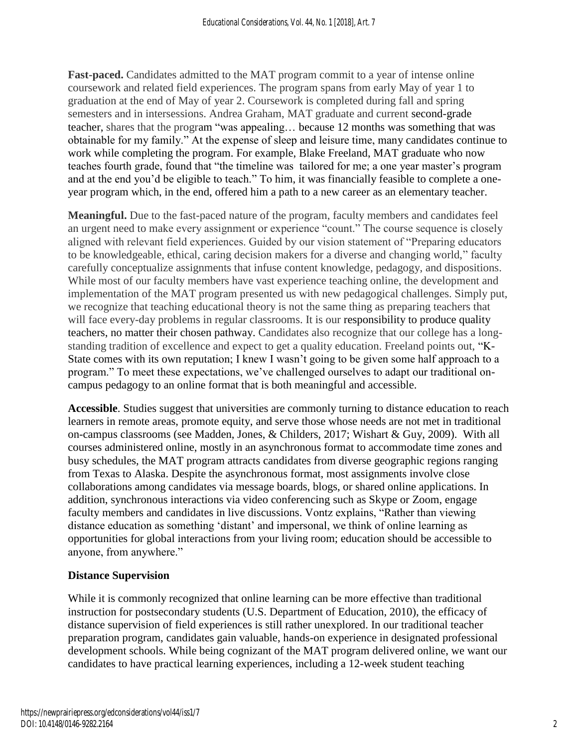**Fast-paced.** Candidates admitted to the MAT program commit to a year of intense online coursework and related field experiences. The program spans from early May of year 1 to graduation at the end of May of year 2. Coursework is completed during fall and spring semesters and in intersessions. Andrea Graham, MAT graduate and current second-grade teacher, shares that the program "was appealing… because 12 months was something that was obtainable for my family." At the expense of sleep and leisure time, many candidates continue to work while completing the program. For example, Blake Freeland, MAT graduate who now teaches fourth grade, found that "the timeline was tailored for me; a one year master's program and at the end you'd be eligible to teach." To him, it was financially feasible to complete a one-year program which, in the end, offered him a path to a new career as an elementary teacher.

**Meaningful.** Due to the fast-paced nature of the program, faculty members and candidates feel an urgent need to make every assignment or experience "count." The course sequence is closely aligned with relevant field experiences. Guided by our vision statement of "Preparing educators to be knowledgeable, ethical, caring decision makers for a diverse and changing world," faculty carefully conceptualize assignments that infuse content knowledge, pedagogy, and dispositions. While most of our faculty members have vast experience teaching online, the development and implementation of the MAT program presented us with new pedagogical challenges. Simply put, we recognize that teaching educational theory is not the same thing as preparing teachers that will face every-day problems in regular classrooms. It is our responsibility to produce quality teachers, no matter their chosen pathway. Candidates also recognize that our college has a long-standing tradition of excellence and expect to get a quality education. Freeland points out, "K-State comes with its own reputation; I knew I wasn't going to be given some half approach to a program." To meet these expectations, we've challenged ourselves to adapt our traditional on-campus pedagogy to an online format that is both meaningful and accessible.

**Accessible**. Studies suggest that universities are commonly turning to distance education to reach learners in remote areas, promote equity, and serve those whose needs are not met in traditional on-campus classrooms (see Madden, Jones, & Childers, 2017; Wishart & Guy, 2009). With all courses administered online, mostly in an asynchronous format to accommodate time zones and busy schedules, the MAT program attracts candidates from diverse geographic regions ranging from Texas to Alaska. Despite the asynchronous format, most assignments involve close collaborations among candidates via message boards, blogs, or shared online applications. In addition, synchronous interactions via video conferencing such as Skype or Zoom, engage faculty members and candidates in live discussions. Vontz explains, "Rather than viewing distance education as something 'distant' and impersonal, we think of online learning as opportunities for global interactions from your living room; education should be accessible to anyone, from anywhere."

### Distance Supervision

While it is commonly recognized that online learning can be more effective than traditional instruction for postsecondary students (U.S. Department of Education, 2010), the efficacy of distance supervision of field experiences is still rather unexplored. In our traditional teacher preparation program, candidates gain valuable, hands-on experience in designated professional development schools. While being cognizant of the MAT program delivered online, we want our candidates to have practical learning experiences, including a 12-week student teaching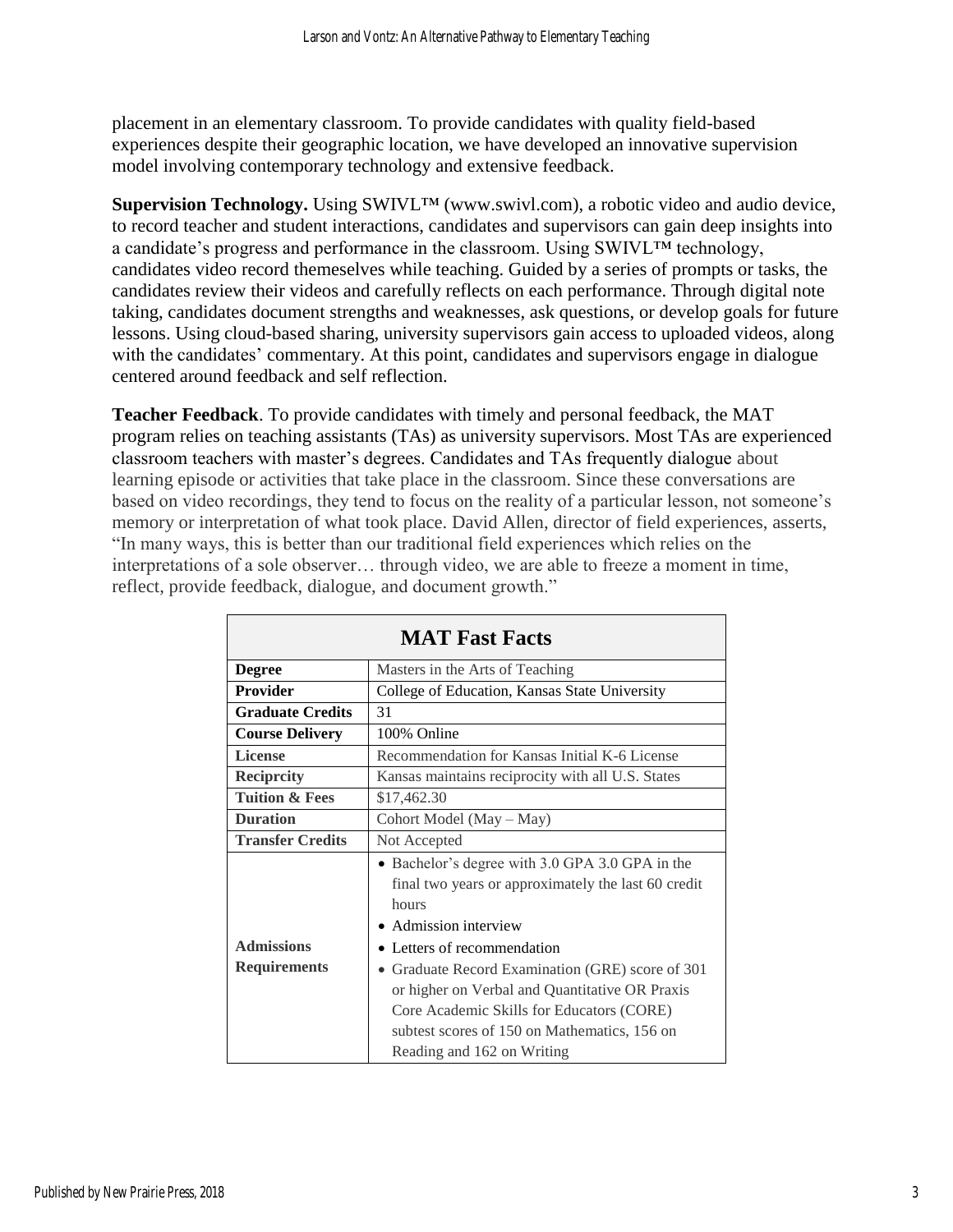placement in an elementary classroom. To provide candidates with quality field-based experiences despite their geographic location, we have developed an innovative supervision model involving contemporary technology and extensive feedback.

**Supervision Technology.** Using SWIVL™ (www.swivl.com), a robotic video and audio device, to record teacher and student interactions, candidates and supervisors can gain deep insights into a candidate's progress and performance in the classroom. Using SWIVL™ technology, candidates video record themeselves while teaching. Guided by a series of prompts or tasks, the candidates review their videos and carefully reflects on each performance. Through digital note taking, candidates document strengths and weaknesses, ask questions, or develop goals for future lessons. Using cloud-based sharing, university supervisors gain access to uploaded videos, along with the candidates' commentary. At this point, candidates and supervisors engage in dialogue centered around feedback and self reflection.

**Teacher Feedback**. To provide candidates with timely and personal feedback, the MAT program relies on teaching assistants (TAs) as university supervisors. Most TAs are experienced classroom teachers with master's degrees. Candidates and TAs frequently dialogue about learning episode or activities that take place in the classroom. Since these conversations are based on video recordings, they tend to focus on the reality of a particular lesson, not someone's memory or interpretation of what took place. David Allen, director of field experiences, asserts, "In many ways, this is better than our traditional field experiences which relies on the interpretations of a sole observer… through video, we are able to freeze a moment in time, reflect, provide feedback, dialogue, and document growth."

| **MAT Fast Facts** | |
|---|---|
| **Degree** | Masters in the Arts of Teaching |
| **Provider** | College of Education, Kansas State University |
| **Graduate Credits** | 31 |
| **Course Delivery** | 100% Online |
| **License** | Recommendation for Kansas Initial K-6 License |
| **Reciprcity** | Kansas maintains reciprocity with all U.S. States |
| **Tuition & Fees** | $17,462.30 |
| **Duration** | Cohort Model (May – May) |
| **Transfer Credits** | Not Accepted |
| **Admissions Requirements** | • Bachelor's degree with 3.0 GPA 3.0 GPA in the final two years or approximately the last 60 credit hours<br>• Admission interview<br>• Letters of recommendation<br>• Graduate Record Examination (GRE) score of 301 or higher on Verbal and Quantitative OR Praxis Core Academic Skills for Educators (CORE) subtest scores of 150 on Mathematics, 156 on Reading and 162 on Writing |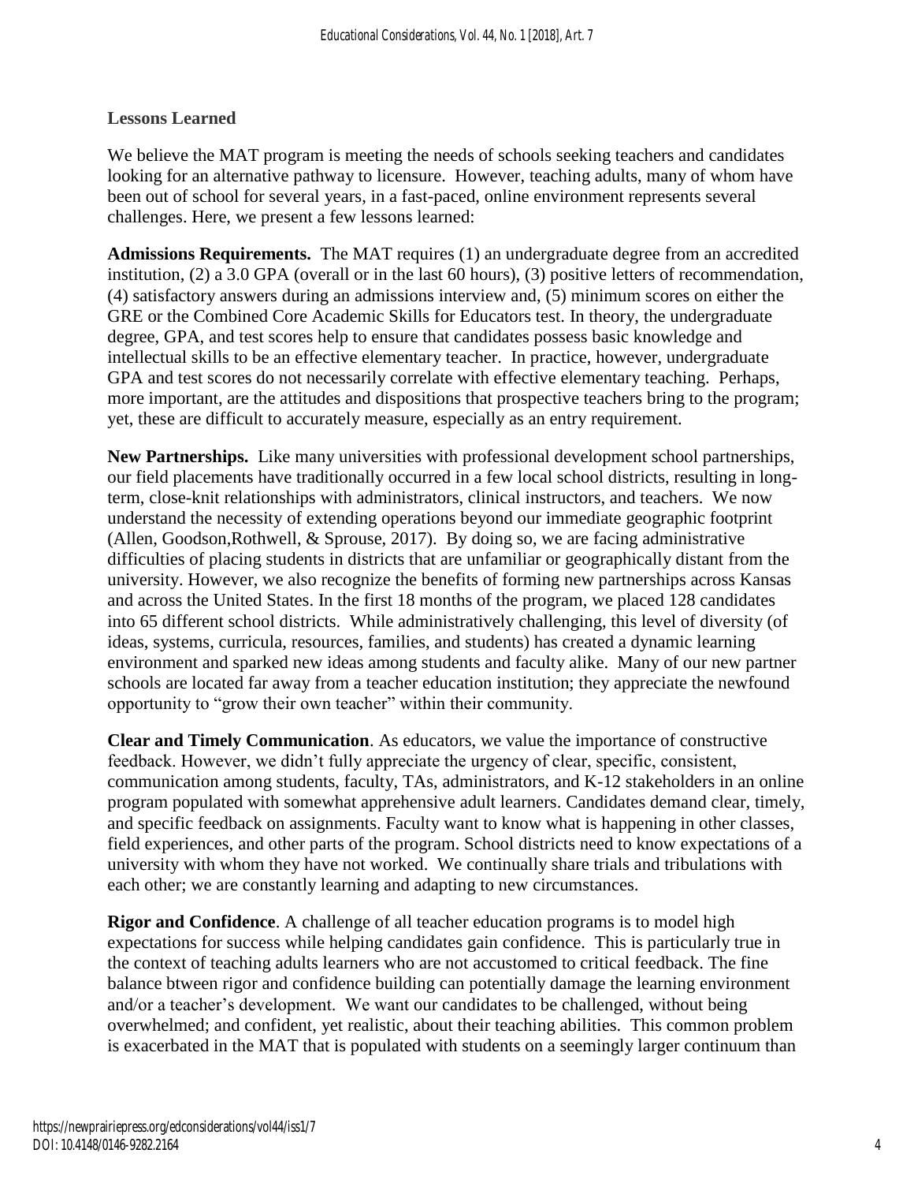## Lessons Learned

We believe the MAT program is meeting the needs of schools seeking teachers and candidates looking for an alternative pathway to licensure. However, teaching adults, many of whom have been out of school for several years, in a fast-paced, online environment represents several challenges. Here, we present a few lessons learned:

**Admissions Requirements.** The MAT requires (1) an undergraduate degree from an accredited institution, (2) a 3.0 GPA (overall or in the last 60 hours), (3) positive letters of recommendation, (4) satisfactory answers during an admissions interview and, (5) minimum scores on either the GRE or the Combined Core Academic Skills for Educators test. In theory, the undergraduate degree, GPA, and test scores help to ensure that candidates possess basic knowledge and intellectual skills to be an effective elementary teacher. In practice, however, undergraduate GPA and test scores do not necessarily correlate with effective elementary teaching. Perhaps, more important, are the attitudes and dispositions that prospective teachers bring to the program; yet, these are difficult to accurately measure, especially as an entry requirement.

**New Partnerships.** Like many universities with professional development school partnerships, our field placements have traditionally occurred in a few local school districts, resulting in long-term, close-knit relationships with administrators, clinical instructors, and teachers. We now understand the necessity of extending operations beyond our immediate geographic footprint (Allen, Goodson,Rothwell, & Sprouse, 2017). By doing so, we are facing administrative difficulties of placing students in districts that are unfamiliar or geographically distant from the university. However, we also recognize the benefits of forming new partnerships across Kansas and across the United States. In the first 18 months of the program, we placed 128 candidates into 65 different school districts. While administratively challenging, this level of diversity (of ideas, systems, curricula, resources, families, and students) has created a dynamic learning environment and sparked new ideas among students and faculty alike. Many of our new partner schools are located far away from a teacher education institution; they appreciate the newfound opportunity to "grow their own teacher" within their community.

**Clear and Timely Communication**. As educators, we value the importance of constructive feedback. However, we didn't fully appreciate the urgency of clear, specific, consistent, communication among students, faculty, TAs, administrators, and K-12 stakeholders in an online program populated with somewhat apprehensive adult learners. Candidates demand clear, timely, and specific feedback on assignments. Faculty want to know what is happening in other classes, field experiences, and other parts of the program. School districts need to know expectations of a university with whom they have not worked. We continually share trials and tribulations with each other; we are constantly learning and adapting to new circumstances.

**Rigor and Confidence**. A challenge of all teacher education programs is to model high expectations for success while helping candidates gain confidence. This is particularly true in the context of teaching adults learners who are not accustomed to critical feedback. The fine balance btween rigor and confidence building can potentially damage the learning environment and/or a teacher's development. We want our candidates to be challenged, without being overwhelmed; and confident, yet realistic, about their teaching abilities. This common problem is exacerbated in the MAT that is populated with students on a seemingly larger continuum than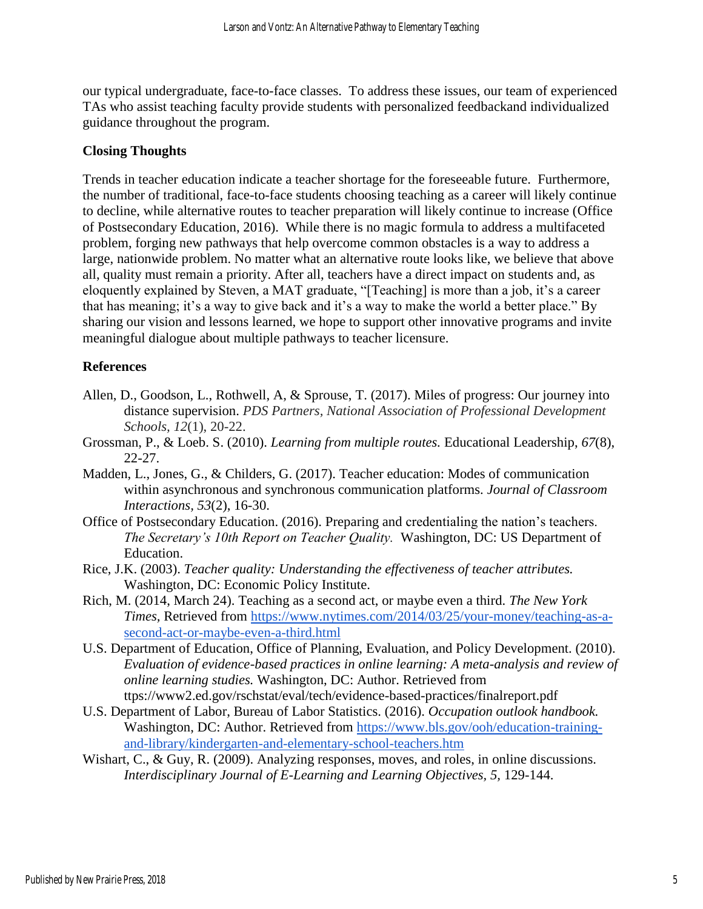our typical undergraduate, face-to-face classes. To address these issues, our team of experienced TAs who assist teaching faculty provide students with personalized feedbackand individualized guidance throughout the program.

## Closing Thoughts

Trends in teacher education indicate a teacher shortage for the foreseeable future. Furthermore, the number of traditional, face-to-face students choosing teaching as a career will likely continue to decline, while alternative routes to teacher preparation will likely continue to increase (Office of Postsecondary Education, 2016). While there is no magic formula to address a multifaceted problem, forging new pathways that help overcome common obstacles is a way to address a large, nationwide problem. No matter what an alternative route looks like, we believe that above all, quality must remain a priority. After all, teachers have a direct impact on students and, as eloquently explained by Steven, a MAT graduate, "[Teaching] is more than a job, it's a career that has meaning; it's a way to give back and it's a way to make the world a better place." By sharing our vision and lessons learned, we hope to support other innovative programs and invite meaningful dialogue about multiple pathways to teacher licensure.

## References

Allen, D., Goodson, L., Rothwell, A, & Sprouse, T. (2017). Miles of progress: Our journey into distance supervision. *PDS Partners, National Association of Professional Development Schools, 12*(1), 20-22.

Grossman, P., & Loeb. S. (2010). *Learning from multiple routes.* Educational Leadership, *67*(8), 22-27.

Madden, L., Jones, G., & Childers, G. (2017). Teacher education: Modes of communication within asynchronous and synchronous communication platforms. *Journal of Classroom Interactions, 53*(2), 16-30.

Office of Postsecondary Education. (2016). Preparing and credentialing the nation's teachers. *The Secretary's 10th Report on Teacher Quality.* Washington, DC: US Department of Education.

Rice, J.K. (2003). *Teacher quality: Understanding the effectiveness of teacher attributes.* Washington, DC: Economic Policy Institute.

Rich, M. (2014, March 24). Teaching as a second act, or maybe even a third. *The New York Times,* Retrieved from https://www.nytimes.com/2014/03/25/your-money/teaching-as-a-second-act-or-maybe-even-a-third.html

U.S. Department of Education, Office of Planning, Evaluation, and Policy Development. (2010). *Evaluation of evidence-based practices in online learning: A meta-analysis and review of online learning studies.* Washington, DC: Author. Retrieved from ttps://www2.ed.gov/rschstat/eval/tech/evidence-based-practices/finalreport.pdf

U.S. Department of Labor, Bureau of Labor Statistics. (2016). *Occupation outlook handbook.* Washington, DC: Author. Retrieved from https://www.bls.gov/ooh/education-training-and-library/kindergarten-and-elementary-school-teachers.htm

Wishart, C., & Guy, R. (2009). Analyzing responses, moves, and roles, in online discussions. *Interdisciplinary Journal of E-Learning and Learning Objectives*, *5*, 129-144.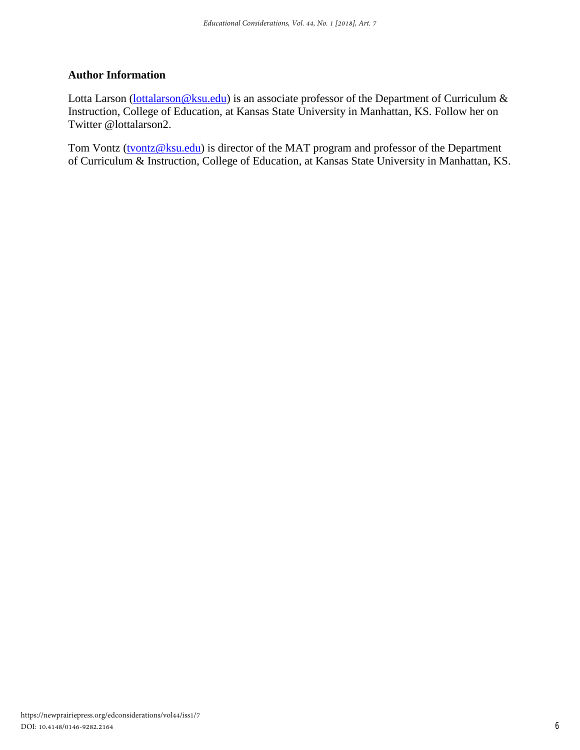## Author Information

Lotta Larson (lottalarson@ksu.edu) is an associate professor of the Department of Curriculum & Instruction, College of Education, at Kansas State University in Manhattan, KS. Follow her on Twitter @lottalarson2.

Tom Vontz (tvontz@ksu.edu) is director of the MAT program and professor of the Department of Curriculum & Instruction, College of Education, at Kansas State University in Manhattan, KS.